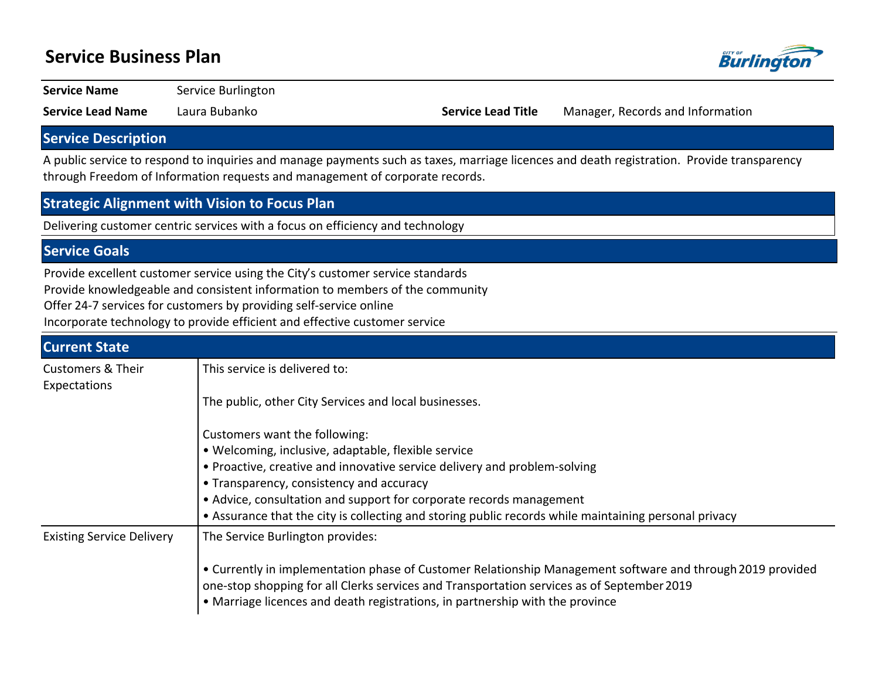# Service Business Plan

| | | | |
|---|---|---|---|
| **Service Name** | Service Burlington | | |
| **Service Lead Name** | Laura Bubanko | **Service Lead Title** | Manager, Records and Information |

## Service Description

A public service to respond to inquiries and manage payments such as taxes, marriage licences and death registration. Provide transparency through Freedom of Information requests and management of corporate records.

## Strategic Alignment with Vision to Focus Plan

Delivering customer centric services with a focus on efficiency and technology

## Service Goals

Provide excellent customer service using the City's customer service standards
Provide knowledgeable and consistent information to members of the community
Offer 24-7 services for customers by providing self-service online
Incorporate technology to provide efficient and effective customer service

## Current State

| | |
|---|---|
| Customers & Their Expectations | This service is delivered to:<br><br>The public, other City Services and local businesses.<br><br>Customers want the following:<br>• Welcoming, inclusive, adaptable, flexible service<br>• Proactive, creative and innovative service delivery and problem-solving<br>• Transparency, consistency and accuracy<br>• Advice, consultation and support for corporate records management<br>• Assurance that the city is collecting and storing public records while maintaining personal privacy |
| Existing Service Delivery | The Service Burlington provides:<br><br>• Currently in implementation phase of Customer Relationship Management software and through 2019 provided one-stop shopping for all Clerks services and Transportation services as of September 2019<br>• Marriage licences and death registrations, in partnership with the province |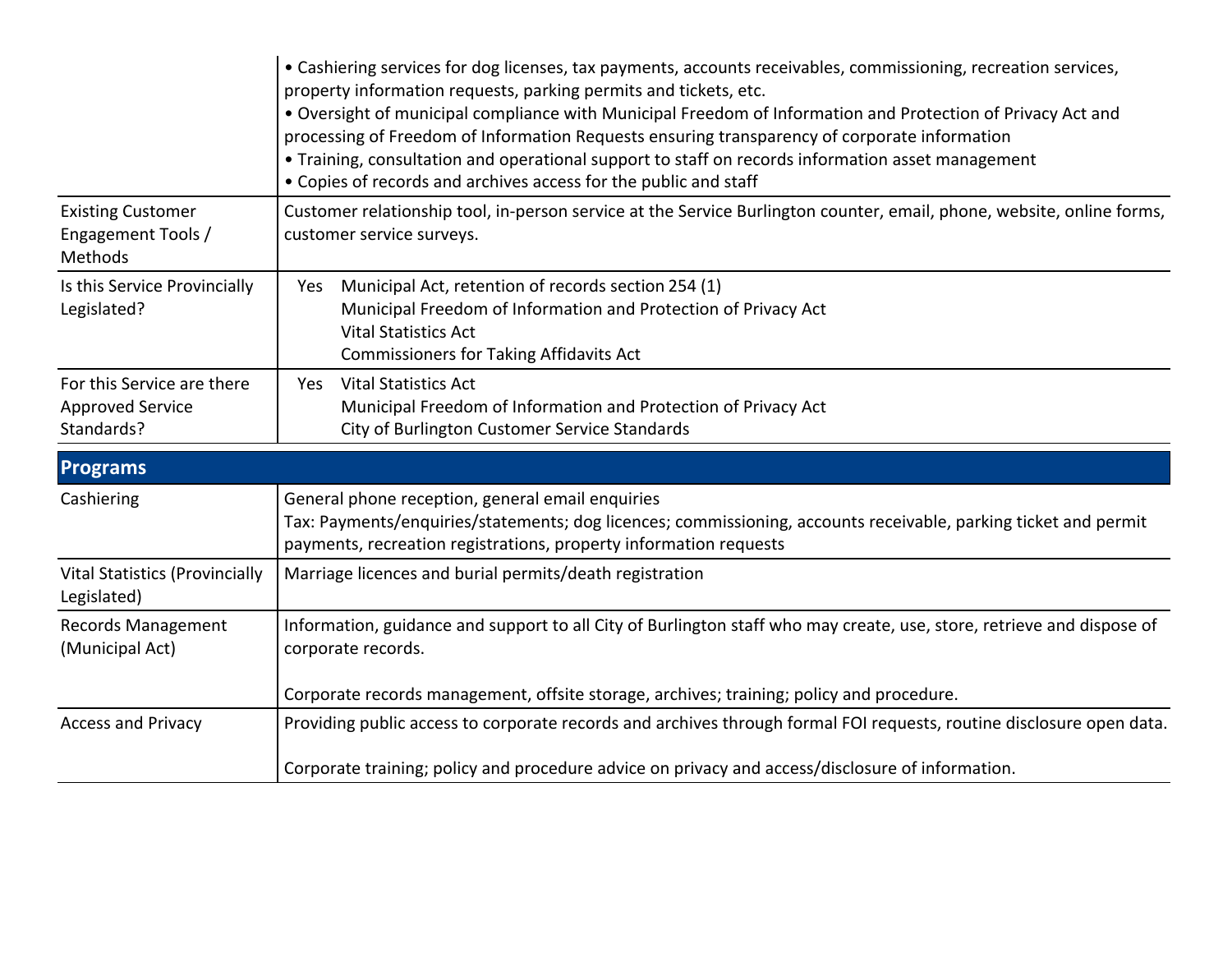| | |
|---|---|
| | • Cashiering services for dog licenses, tax payments, accounts receivables, commissioning, recreation services, property information requests, parking permits and tickets, etc.<br>• Oversight of municipal compliance with Municipal Freedom of Information and Protection of Privacy Act and processing of Freedom of Information Requests ensuring transparency of corporate information<br>• Training, consultation and operational support to staff on records information asset management<br>• Copies of records and archives access for the public and staff |
| Existing Customer Engagement Tools / Methods | Customer relationship tool, in-person service at the Service Burlington counter, email, phone, website, online forms, customer service surveys. |
| Is this Service Provincially Legislated? | Yes Municipal Act, retention of records section 254 (1)<br>Municipal Freedom of Information and Protection of Privacy Act<br>Vital Statistics Act<br>Commissioners for Taking Affidavits Act |
| For this Service are there Approved Service Standards? | Yes Vital Statistics Act<br>Municipal Freedom of Information and Protection of Privacy Act<br>City of Burlington Customer Service Standards |

## Programs

| | |
|---|---|
| Cashiering | General phone reception, general email enquiries<br>Tax: Payments/enquiries/statements; dog licences; commissioning, accounts receivable, parking ticket and permit payments, recreation registrations, property information requests |
| Vital Statistics (Provincially Legislated) | Marriage licences and burial permits/death registration |
| Records Management (Municipal Act) | Information, guidance and support to all City of Burlington staff who may create, use, store, retrieve and dispose of corporate records.<br><br>Corporate records management, offsite storage, archives; training; policy and procedure. |
| Access and Privacy | Providing public access to corporate records and archives through formal FOI requests, routine disclosure open data.<br><br>Corporate training; policy and procedure advice on privacy and access/disclosure of information. |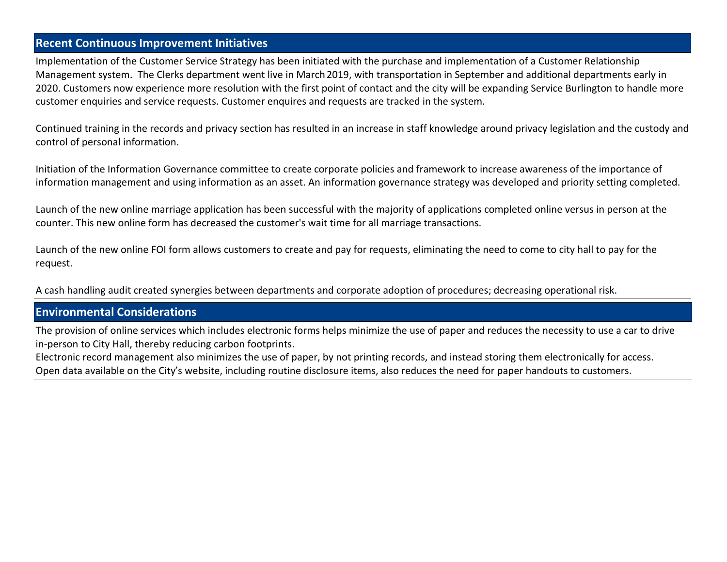## Recent Continuous Improvement Initiatives

Implementation of the Customer Service Strategy has been initiated with the purchase and implementation of a Customer Relationship Management system. The Clerks department went live in March 2019, with transportation in September and additional departments early in 2020. Customers now experience more resolution with the first point of contact and the city will be expanding Service Burlington to handle more customer enquiries and service requests. Customer enquires and requests are tracked in the system.

Continued training in the records and privacy section has resulted in an increase in staff knowledge around privacy legislation and the custody and control of personal information.

Initiation of the Information Governance committee to create corporate policies and framework to increase awareness of the importance of information management and using information as an asset. An information governance strategy was developed and priority setting completed.

Launch of the new online marriage application has been successful with the majority of applications completed online versus in person at the counter. This new online form has decreased the customer's wait time for all marriage transactions.

Launch of the new online FOI form allows customers to create and pay for requests, eliminating the need to come to city hall to pay for the request.

A cash handling audit created synergies between departments and corporate adoption of procedures; decreasing operational risk.

## Environmental Considerations

The provision of online services which includes electronic forms helps minimize the use of paper and reduces the necessity to use a car to drive in-person to City Hall, thereby reducing carbon footprints.
Electronic record management also minimizes the use of paper, by not printing records, and instead storing them electronically for access.
Open data available on the City's website, including routine disclosure items, also reduces the need for paper handouts to customers.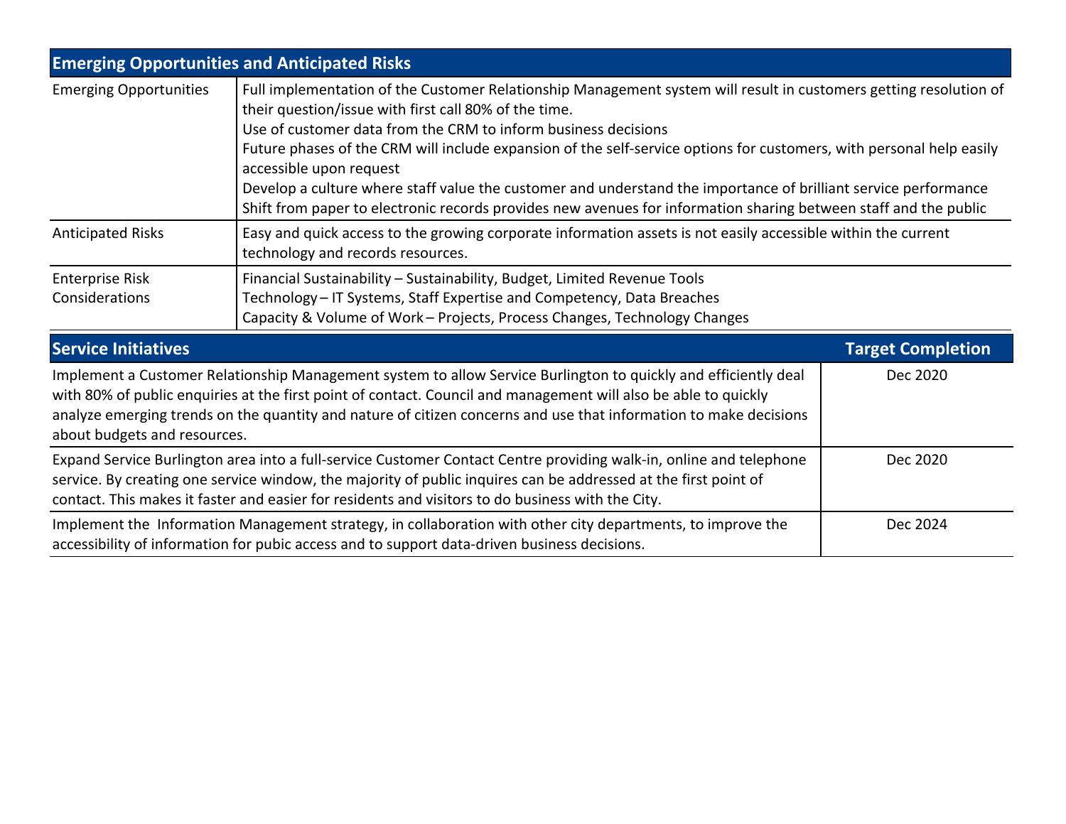| Emerging Opportunities and Anticipated Risks | |
|---|---|
| Emerging Opportunities | Full implementation of the Customer Relationship Management system will result in customers getting resolution of their question/issue with first call 80% of the time.<br>Use of customer data from the CRM to inform business decisions<br>Future phases of the CRM will include expansion of the self-service options for customers, with personal help easily accessible upon request<br>Develop a culture where staff value the customer and understand the importance of brilliant service performance<br>Shift from paper to electronic records provides new avenues for information sharing between staff and the public |
| Anticipated Risks | Easy and quick access to the growing corporate information assets is not easily accessible within the current technology and records resources. |
| Enterprise Risk Considerations | Financial Sustainability – Sustainability, Budget, Limited Revenue Tools<br>Technology – IT Systems, Staff Expertise and Competency, Data Breaches<br>Capacity & Volume of Work – Projects, Process Changes, Technology Changes |

| Service Initiatives | Target Completion |
|---|---|
| Implement a Customer Relationship Management system to allow Service Burlington to quickly and efficiently deal with 80% of public enquiries at the first point of contact. Council and management will also be able to quickly analyze emerging trends on the quantity and nature of citizen concerns and use that information to make decisions about budgets and resources. | Dec 2020 |
| Expand Service Burlington area into a full-service Customer Contact Centre providing walk-in, online and telephone service. By creating one service window, the majority of public inquires can be addressed at the first point of contact. This makes it faster and easier for residents and visitors to do business with the City. | Dec 2020 |
| Implement the Information Management strategy, in collaboration with other city departments, to improve the accessibility of information for pubic access and to support data-driven business decisions. | Dec 2024 |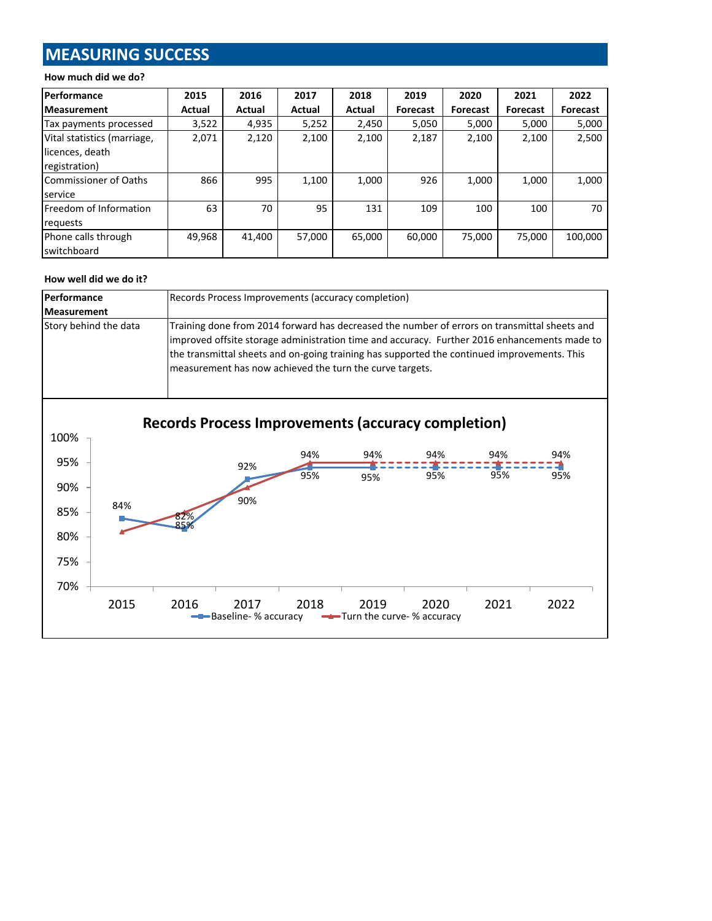## MEASURING SUCCESS

**How much did we do?**

| Performance Measurement | 2015 Actual | 2016 Actual | 2017 Actual | 2018 Actual | 2019 Forecast | 2020 Forecast | 2021 Forecast | 2022 Forecast |
|---|---|---|---|---|---|---|---|---|
| Tax payments processed | 3,522 | 4,935 | 5,252 | 2,450 | 5,050 | 5,000 | 5,000 | 5,000 |
| Vital statistics (marriage, licences, death registration) | 2,071 | 2,120 | 2,100 | 2,100 | 2,187 | 2,100 | 2,100 | 2,500 |
| Commissioner of Oaths service | 866 | 995 | 1,100 | 1,000 | 926 | 1,000 | 1,000 | 1,000 |
| Freedom of Information requests | 63 | 70 | 95 | 131 | 109 | 100 | 100 | 70 |
| Phone calls through switchboard | 49,968 | 41,400 | 57,000 | 65,000 | 60,000 | 75,000 | 75,000 | 100,000 |

**How well did we do it?**

| Performance Measurement | Records Process Improvements (accuracy completion) |
|---|---|
| Story behind the data | Training done from 2014 forward has decreased the number of errors on transmittal sheets and improved offsite storage administration time and accuracy. Further 2016 enhancements made to the transmittal sheets and on-going training has supported the continued improvements. This measurement has now achieved the turn the curve targets. |

**Records Process Improvements (accuracy completion)**

| Year | Baseline- % accuracy | Turn the curve- % accuracy |
|---|---|---|
| 2015 | 84% | |
| 2016 | 82% | 85% |
| 2017 | 92% | 90% |
| 2018 | 94% | 95% |
| 2019 | 94% | 95% |
| 2020 | 94% | 95% |
| 2021 | 94% | 95% |
| 2022 | 94% | 95% |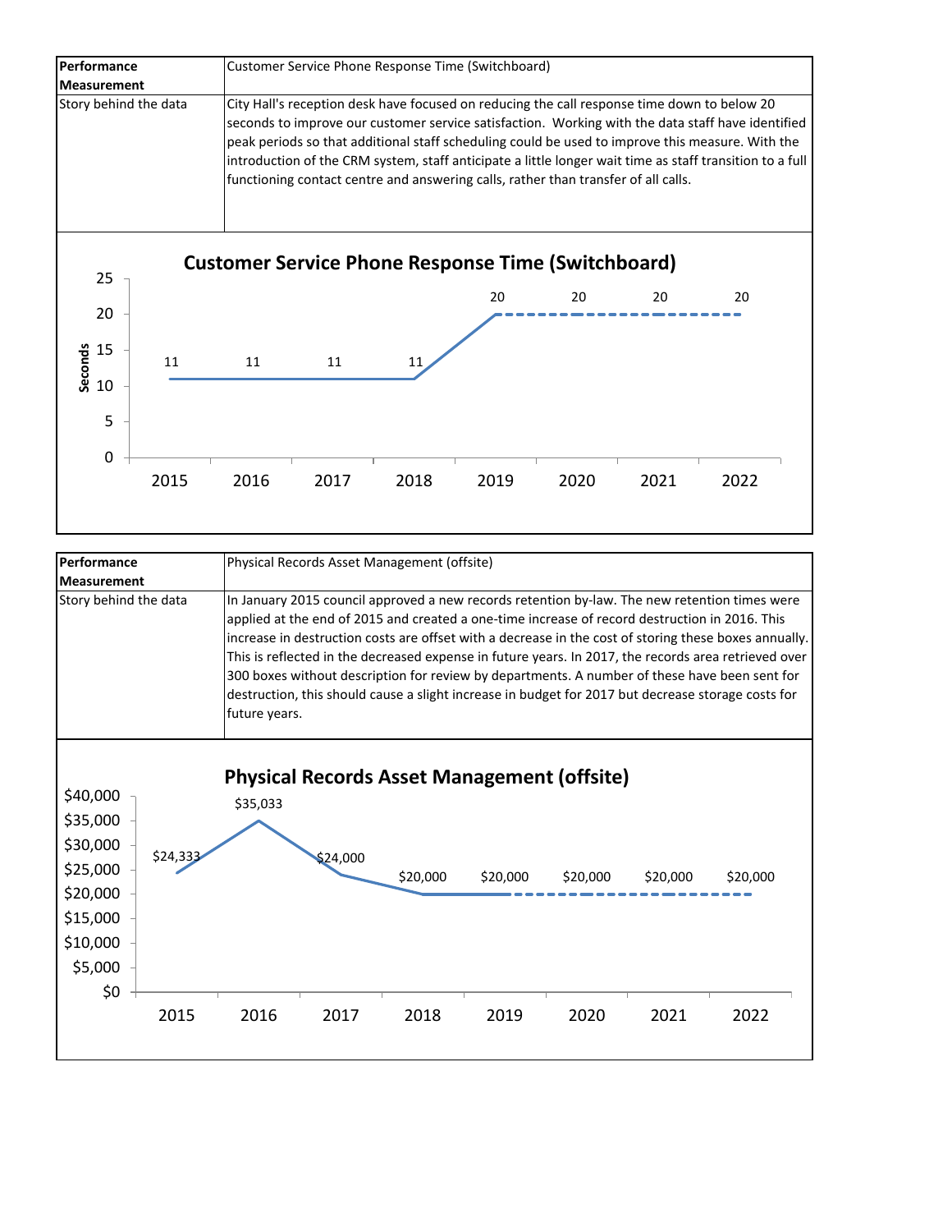| Performance Measurement | Customer Service Phone Response Time (Switchboard) |
| --- | --- |
| Story behind the data | City Hall's reception desk have focused on reducing the call response time down to below 20 seconds to improve our customer service satisfaction. Working with the data staff have identified peak periods so that additional staff scheduling could be used to improve this measure. With the introduction of the CRM system, staff anticipate a little longer wait time as staff transition to a full functioning contact centre and answering calls, rather than transfer of all calls. |

**Customer Service Phone Response Time (Switchboard)**

| Year | Seconds |
| --- | --- |
| 2015 | 11 |
| 2016 | 11 |
| 2017 | 11 |
| 2018 | 11 |
| 2019 | 20 |
| 2020 | 20 |
| 2021 | 20 |
| 2022 | 20 |

| Performance Measurement | Physical Records Asset Management (offsite) |
| --- | --- |
| Story behind the data | In January 2015 council approved a new records retention by-law. The new retention times were applied at the end of 2015 and created a one-time increase of record destruction in 2016. This increase in destruction costs are offset with a decrease in the cost of storing these boxes annually. This is reflected in the decreased expense in future years. In 2017, the records area retrieved over 300 boxes without description for review by departments. A number of these have been sent for destruction, this should cause a slight increase in budget for 2017 but decrease storage costs for future years. |

**Physical Records Asset Management (offsite)**

| Year | Cost |
| --- | --- |
| 2015 | $24,333 |
| 2016 | $35,033 |
| 2017 | $24,000 |
| 2018 | $20,000 |
| 2019 | $20,000 |
| 2020 | $20,000 |
| 2021 | $20,000 |
| 2022 | $20,000 |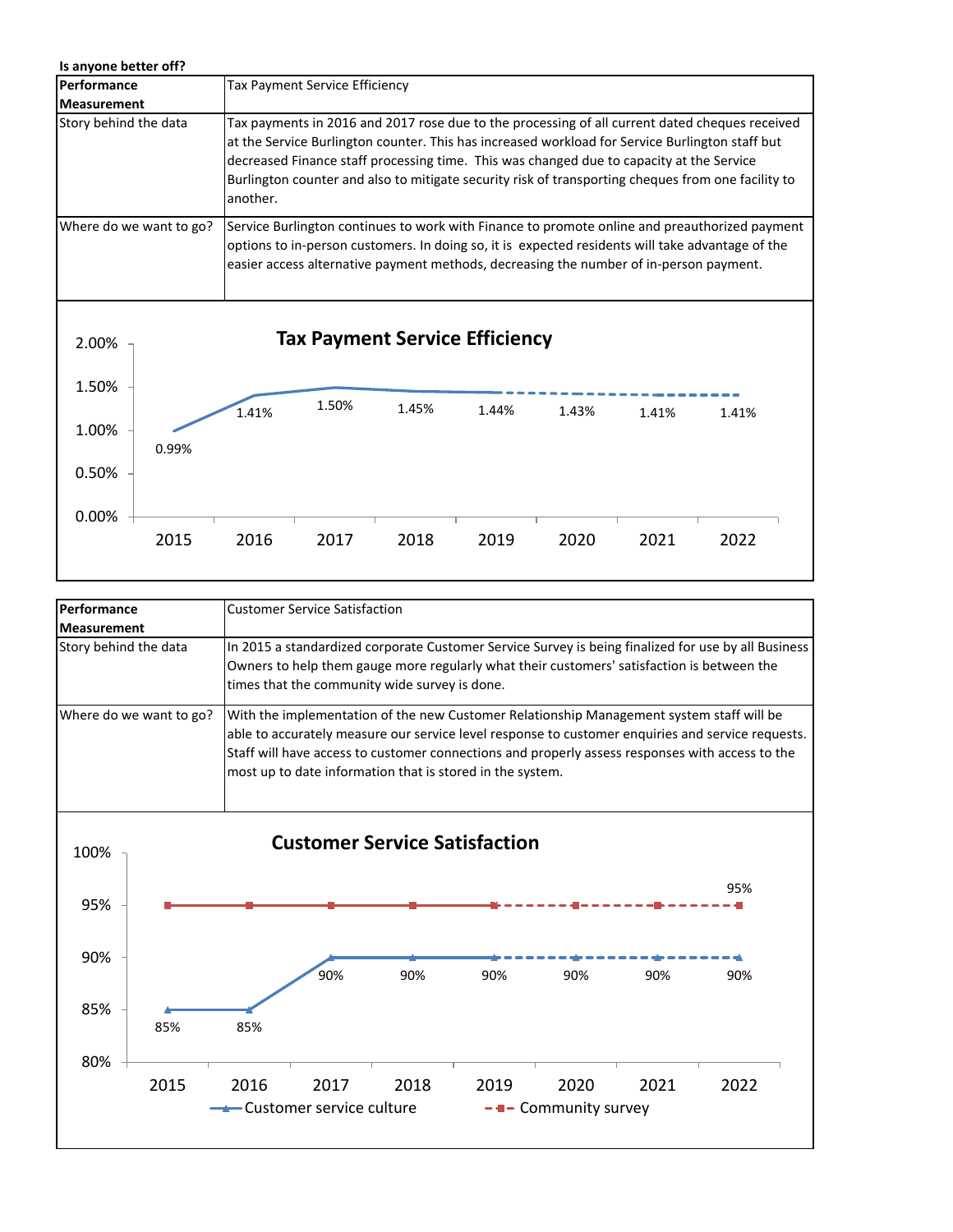**Is anyone better off?**

| | |
|---|---|
| **Performance Measurement** | Tax Payment Service Efficiency |
| Story behind the data | Tax payments in 2016 and 2017 rose due to the processing of all current dated cheques received at the Service Burlington counter. This has increased workload for Service Burlington staff but decreased Finance staff processing time. This was changed due to capacity at the Service Burlington counter and also to mitigate security risk of transporting cheques from one facility to another. |
| Where do we want to go? | Service Burlington continues to work with Finance to promote online and preauthorized payment options to in-person customers. In doing so, it is expected residents will take advantage of the easier access alternative payment methods, decreasing the number of in-person payment. |

Tax Payment Service Efficiency

2.00%
1.50%
1.00%
0.50%
0.00%

0.99%
1.41%
1.50%
1.45%
1.44%
1.43%
1.41%
1.41%

2015
2016
2017
2018
2019
2020
2021
2022

| | |
|---|---|
| **Performance Measurement** | Customer Service Satisfaction |
| Story behind the data | In 2015 a standardized corporate Customer Service Survey is being finalized for use by all Business Owners to help them gauge more regularly what their customers' satisfaction is between the times that the community wide survey is done. |
| Where do we want to go? | With the implementation of the new Customer Relationship Management system staff will be able to accurately measure our service level response to customer enquiries and service requests. Staff will have access to customer connections and properly assess responses with access to the most up to date information that is stored in the system. |

Customer Service Satisfaction

100%
95%
90%
85%
80%

95%
85%
85%
90%
90%
90%
90%
90%
90%

2015
2016
2017
2018
2019
2020
2021
2022

Customer service culture
Community survey